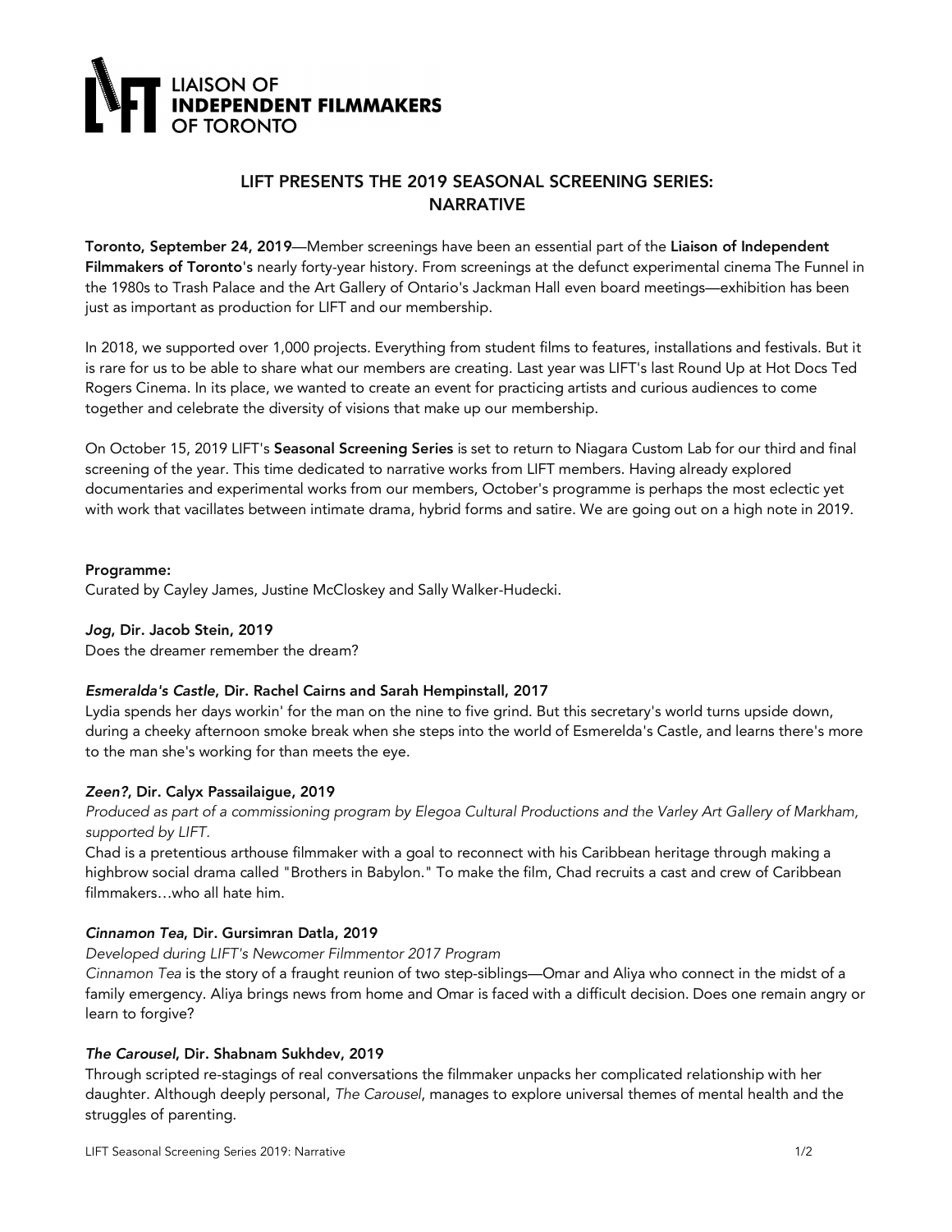LIAISON OF
**INDEPENDENT FILMMAKERS**
OF TORONTO

## LIFT PRESENTS THE 2019 SEASONAL SCREENING SERIES: NARRATIVE

**Toronto, September 24, 2019**—Member screenings have been an essential part of the **Liaison of Independent Filmmakers of Toronto**'s nearly forty-year history. From screenings at the defunct experimental cinema The Funnel in the 1980s to Trash Palace and the Art Gallery of Ontario's Jackman Hall even board meetings—exhibition has been just as important as production for LIFT and our membership.

In 2018, we supported over 1,000 projects. Everything from student films to features, installations and festivals. But it is rare for us to be able to share what our members are creating. Last year was LIFT's last Round Up at Hot Docs Ted Rogers Cinema. In its place, we wanted to create an event for practicing artists and curious audiences to come together and celebrate the diversity of visions that make up our membership.

On October 15, 2019 LIFT's **Seasonal Screening Series** is set to return to Niagara Custom Lab for our third and final screening of the year. This time dedicated to narrative works from LIFT members. Having already explored documentaries and experimental works from our members, October's programme is perhaps the most eclectic yet with work that vacillates between intimate drama, hybrid forms and satire. We are going out on a high note in 2019.

**Programme:**
Curated by Cayley James, Justine McCloskey and Sally Walker-Hudecki.

***Jog*, Dir. Jacob Stein, 2019**
Does the dreamer remember the dream?

***Esmeralda's Castle*, Dir. Rachel Cairns and Sarah Hempinstall, 2017**
Lydia spends her days workin' for the man on the nine to five grind. But this secretary's world turns upside down, during a cheeky afternoon smoke break when she steps into the world of Esmerelda's Castle, and learns there's more to the man she's working for than meets the eye.

***Zeen?*, Dir. Calyx Passailaigue, 2019**
*Produced as part of a commissioning program by Elegoa Cultural Productions and the Varley Art Gallery of Markham, supported by LIFT.*
Chad is a pretentious arthouse filmmaker with a goal to reconnect with his Caribbean heritage through making a highbrow social drama called "Brothers in Babylon." To make the film, Chad recruits a cast and crew of Caribbean filmmakers…who all hate him.

***Cinnamon Tea*, Dir. Gursimran Datla, 2019**
*Developed during LIFT's Newcomer Filmmentor 2017 Program*
*Cinnamon Tea* is the story of a fraught reunion of two step-siblings—Omar and Aliya who connect in the midst of a family emergency. Aliya brings news from home and Omar is faced with a difficult decision. Does one remain angry or learn to forgive?

***The Carousel*, Dir. Shabnam Sukhdev, 2019**
Through scripted re-stagings of real conversations the filmmaker unpacks her complicated relationship with her daughter. Although deeply personal, *The Carousel*, manages to explore universal themes of mental health and the struggles of parenting.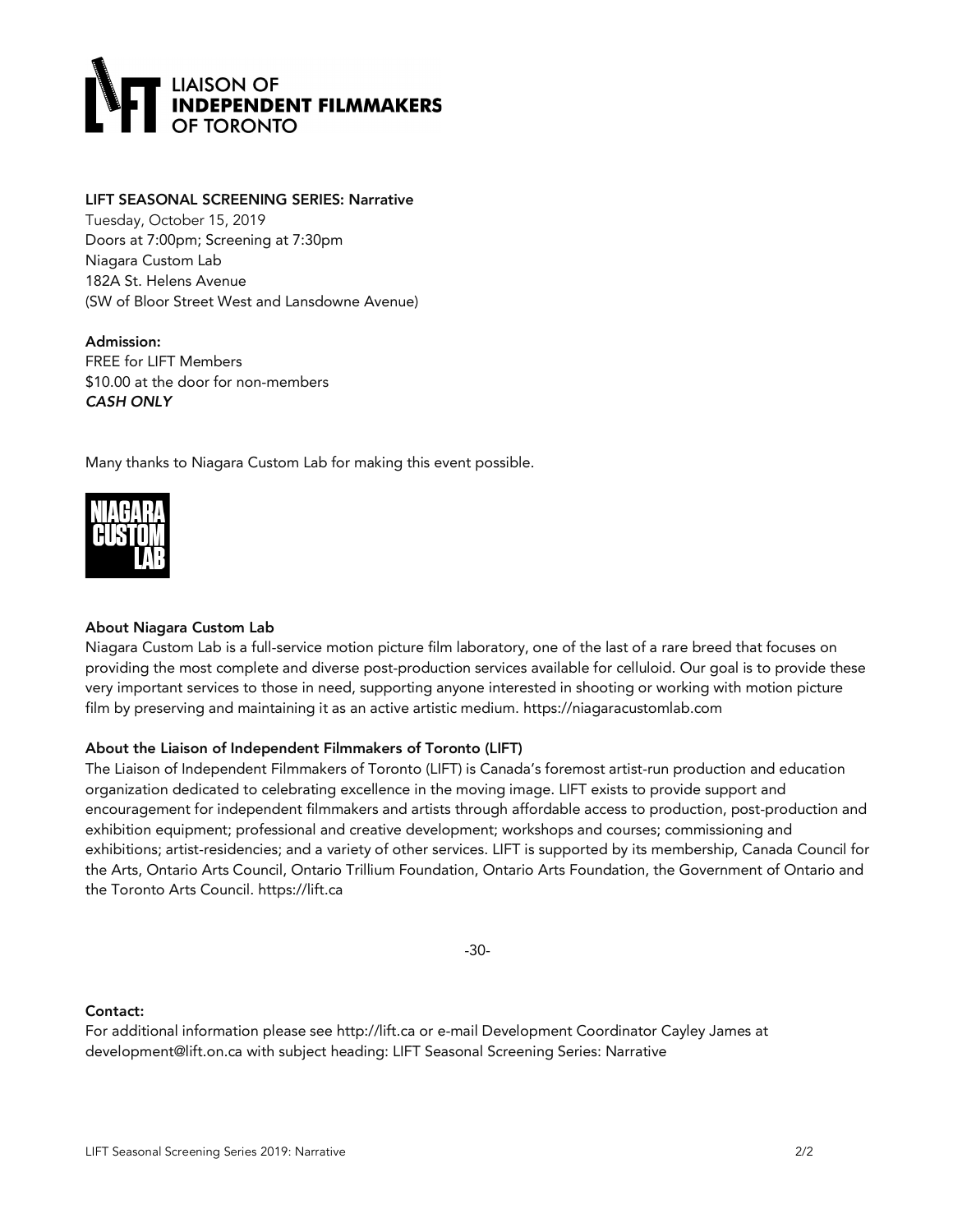LIAISON OF **INDEPENDENT FILMMAKERS** OF TORONTO

**LIFT SEASONAL SCREENING SERIES: Narrative**
Tuesday, October 15, 2019
Doors at 7:00pm; Screening at 7:30pm
Niagara Custom Lab
182A St. Helens Avenue
(SW of Bloor Street West and Lansdowne Avenue)

**Admission:**
FREE for LIFT Members
$10.00 at the door for non-members
***CASH ONLY***

Many thanks to Niagara Custom Lab for making this event possible.

NIAGARA CUSTOM LAB

**About Niagara Custom Lab**
Niagara Custom Lab is a full-service motion picture film laboratory, one of the last of a rare breed that focuses on providing the most complete and diverse post-production services available for celluloid. Our goal is to provide these very important services to those in need, supporting anyone interested in shooting or working with motion picture film by preserving and maintaining it as an active artistic medium. https://niagaracustomlab.com

**About the Liaison of Independent Filmmakers of Toronto (LIFT)**
The Liaison of Independent Filmmakers of Toronto (LIFT) is Canada's foremost artist-run production and education organization dedicated to celebrating excellence in the moving image. LIFT exists to provide support and encouragement for independent filmmakers and artists through affordable access to production, post-production and exhibition equipment; professional and creative development; workshops and courses; commissioning and exhibitions; artist-residencies; and a variety of other services. LIFT is supported by its membership, Canada Council for the Arts, Ontario Arts Council, Ontario Trillium Foundation, Ontario Arts Foundation, the Government of Ontario and the Toronto Arts Council. https://lift.ca

-30-

**Contact:**
For additional information please see http://lift.ca or e-mail Development Coordinator Cayley James at development@lift.on.ca with subject heading: LIFT Seasonal Screening Series: Narrative